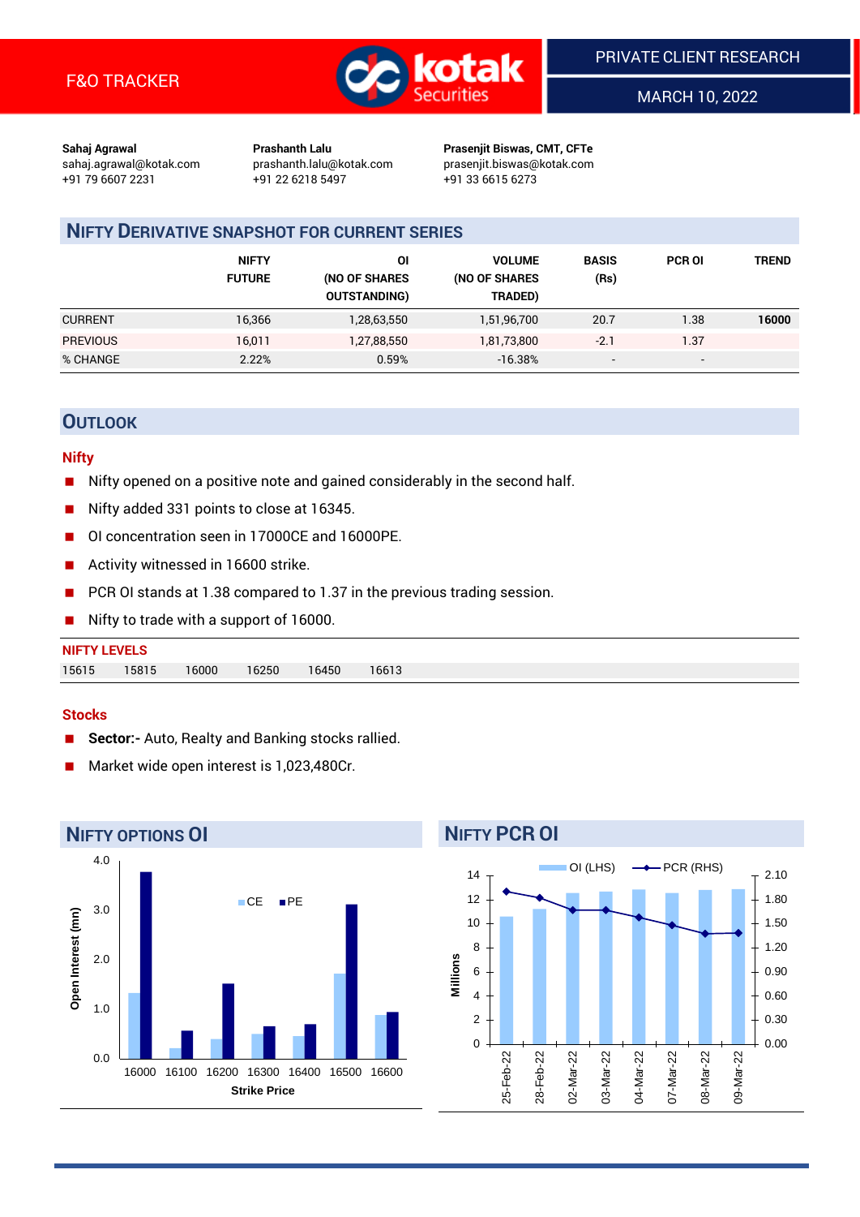F&O TRACKER

PRIVATE CLIENT RESEARCH

MARCH 10, 2022

**Sahaj Agrawal**
sahaj.agrawal@kotak.com
+91 79 6607 2231

**Prashanth Lalu**
prashanth.lalu@kotak.com
+91 22 6218 5497

**Prasenjit Biswas, CMT, CFTe**
prasenjit.biswas@kotak.com
+91 33 6615 6273

## NIFTY DERIVATIVE SNAPSHOT FOR CURRENT SERIES

| | NIFTY FUTURE | OI (NO OF SHARES OUTSTANDING) | VOLUME (NO OF SHARES TRADED) | BASIS (Rs) | PCR OI | TREND |
|---|---|---|---|---|---|---|
| CURRENT | 16,366 | 1,28,63,550 | 1,51,96,700 | 20.7 | 1.38 | **16000** |
| PREVIOUS | 16,011 | 1,27,88,550 | 1,81,73,800 | -2.1 | 1.37 | |
| % CHANGE | 2.22% | 0.59% | -16.38% | - | - | |

## OUTLOOK

### Nifty

- Nifty opened on a positive note and gained considerably in the second half.
- Nifty added 331 points to close at 16345.
- OI concentration seen in 17000CE and 16000PE.
- Activity witnessed in 16600 strike.
- PCR OI stands at 1.38 compared to 1.37 in the previous trading session.
- Nifty to trade with a support of 16000.

**NIFTY LEVELS**

| 15615 | 15815 | 16000 | 16250 | 16450 | 16613 |
|---|---|---|---|---|---|

### Stocks

- **Sector:-** Auto, Realty and Banking stocks rallied.
- Market wide open interest is 1,023,480Cr.

## NIFTY OPTIONS OI

## NIFTY PCR OI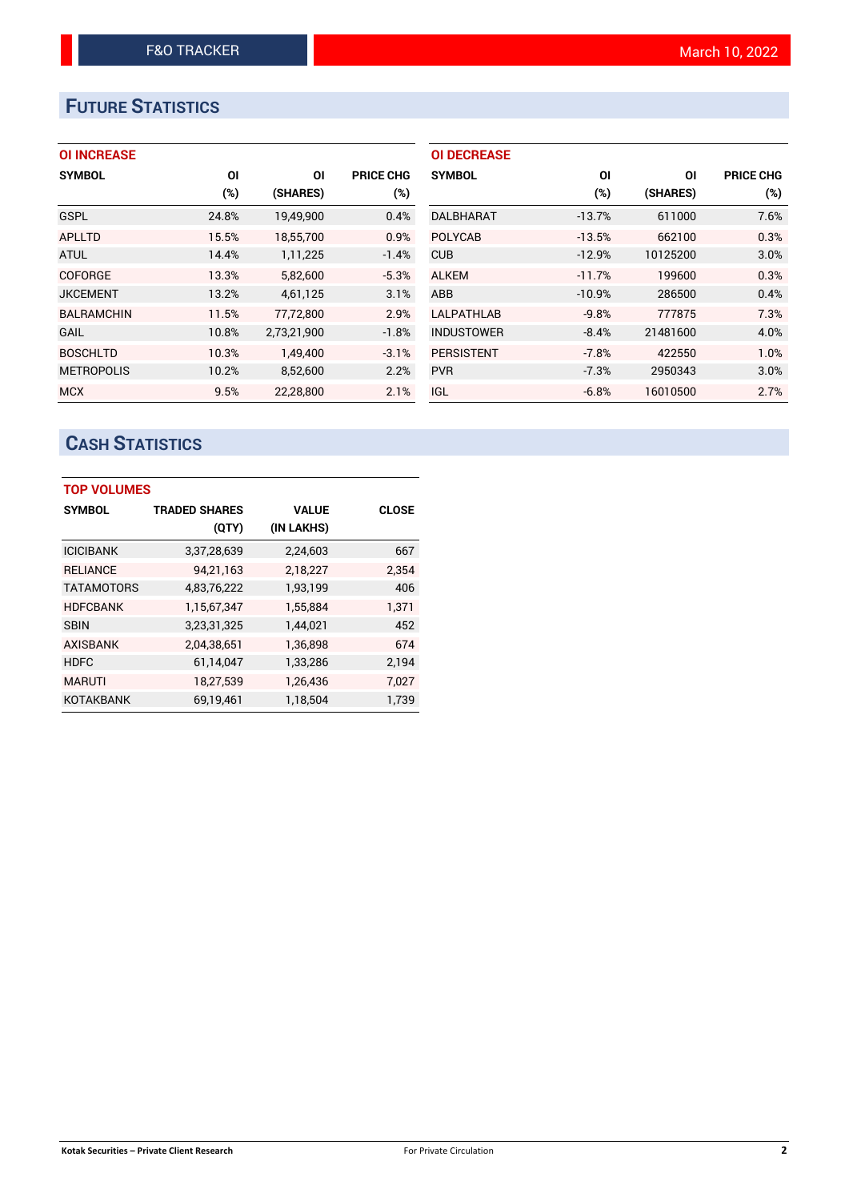# FUTURE STATISTICS

### OI INCREASE

| SYMBOL | OI (%) | OI (SHARES) | PRICE CHG (%) |
|---|---|---|---|
| GSPL | 24.8% | 19,49,900 | 0.4% |
| APLLTD | 15.5% | 18,55,700 | 0.9% |
| ATUL | 14.4% | 1,11,225 | -1.4% |
| COFORGE | 13.3% | 5,82,600 | -5.3% |
| JKCEMENT | 13.2% | 4,61,125 | 3.1% |
| BALRAMCHIN | 11.5% | 77,72,800 | 2.9% |
| GAIL | 10.8% | 2,73,21,900 | -1.8% |
| BOSCHLTD | 10.3% | 1,49,400 | -3.1% |
| METROPOLIS | 10.2% | 8,52,600 | 2.2% |
| MCX | 9.5% | 22,28,800 | 2.1% |

### OI DECREASE

| SYMBOL | OI (%) | OI (SHARES) | PRICE CHG (%) |
|---|---|---|---|
| DALBHARAT | -13.7% | 611000 | 7.6% |
| POLYCAB | -13.5% | 662100 | 0.3% |
| CUB | -12.9% | 10125200 | 3.0% |
| ALKEM | -11.7% | 199600 | 0.3% |
| ABB | -10.9% | 286500 | 0.4% |
| LALPATHLAB | -9.8% | 777875 | 7.3% |
| INDUSTOWER | -8.4% | 21481600 | 4.0% |
| PERSISTENT | -7.8% | 422550 | 1.0% |
| PVR | -7.3% | 2950343 | 3.0% |
| IGL | -6.8% | 16010500 | 2.7% |

# CASH STATISTICS

### TOP VOLUMES

| SYMBOL | TRADED SHARES (QTY) | VALUE (IN LAKHS) | CLOSE |
|---|---|---|---|
| ICICIBANK | 3,37,28,639 | 2,24,603 | 667 |
| RELIANCE | 94,21,163 | 2,18,227 | 2,354 |
| TATAMOTORS | 4,83,76,222 | 1,93,199 | 406 |
| HDFCBANK | 1,15,67,347 | 1,55,884 | 1,371 |
| SBIN | 3,23,31,325 | 1,44,021 | 452 |
| AXISBANK | 2,04,38,651 | 1,36,898 | 674 |
| HDFC | 61,14,047 | 1,33,286 | 2,194 |
| MARUTI | 18,27,539 | 1,26,436 | 7,027 |
| KOTAKBANK | 69,19,461 | 1,18,504 | 1,739 |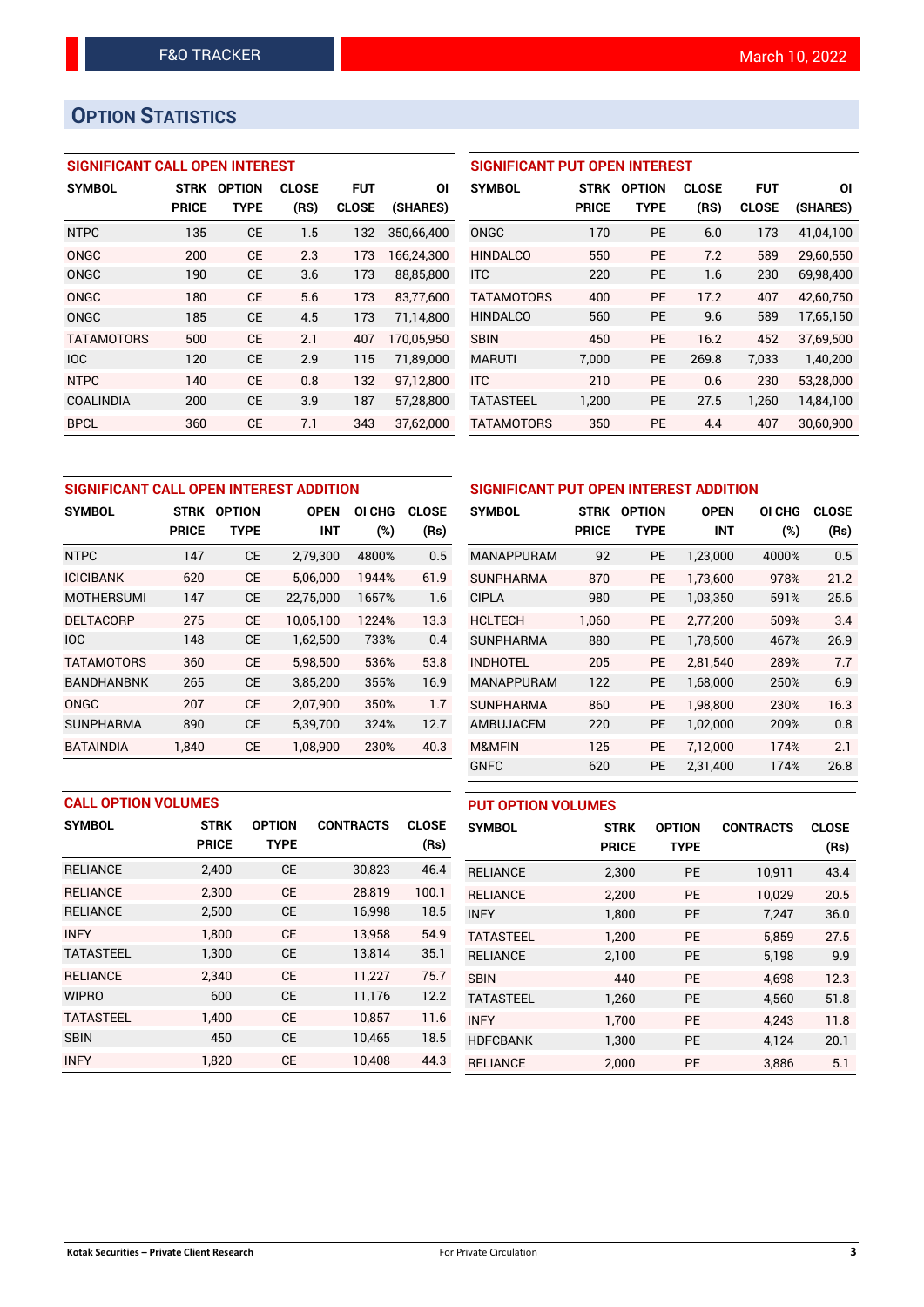F&O TRACKER March 10, 2022

## OPTION STATISTICS

### SIGNIFICANT CALL OPEN INTEREST

| SYMBOL | STRK PRICE | OPTION TYPE | CLOSE (RS) | FUT CLOSE | OI (SHARES) |
|---|---|---|---|---|---|
| NTPC | 135 | CE | 1.5 | 132 | 350,66,400 |
| ONGC | 200 | CE | 2.3 | 173 | 166,24,300 |
| ONGC | 190 | CE | 3.6 | 173 | 88,85,800 |
| ONGC | 180 | CE | 5.6 | 173 | 83,77,600 |
| ONGC | 185 | CE | 4.5 | 173 | 71,14,800 |
| TATAMOTORS | 500 | CE | 2.1 | 407 | 170,05,950 |
| IOC | 120 | CE | 2.9 | 115 | 71,89,000 |
| NTPC | 140 | CE | 0.8 | 132 | 97,12,800 |
| COALINDIA | 200 | CE | 3.9 | 187 | 57,28,800 |
| BPCL | 360 | CE | 7.1 | 343 | 37,62,000 |

### SIGNIFICANT PUT OPEN INTEREST

| SYMBOL | STRK PRICE | OPTION TYPE | CLOSE (RS) | FUT CLOSE | OI (SHARES) |
|---|---|---|---|---|---|
| ONGC | 170 | PE | 6.0 | 173 | 41,04,100 |
| HINDALCO | 550 | PE | 7.2 | 589 | 29,60,550 |
| ITC | 220 | PE | 1.6 | 230 | 69,98,400 |
| TATAMOTORS | 400 | PE | 17.2 | 407 | 42,60,750 |
| HINDALCO | 560 | PE | 9.6 | 589 | 17,65,150 |
| SBIN | 450 | PE | 16.2 | 452 | 37,69,500 |
| MARUTI | 7,000 | PE | 269.8 | 7,033 | 1,40,200 |
| ITC | 210 | PE | 0.6 | 230 | 53,28,000 |
| TATASTEEL | 1,200 | PE | 27.5 | 1,260 | 14,84,100 |
| TATAMOTORS | 350 | PE | 4.4 | 407 | 30,60,900 |

### SIGNIFICANT CALL OPEN INTEREST ADDITION

| SYMBOL | STRK PRICE | OPTION TYPE | OPEN INT | OI CHG (%) | CLOSE (Rs) |
|---|---|---|---|---|---|
| NTPC | 147 | CE | 2,79,300 | 4800% | 0.5 |
| ICICIBANK | 620 | CE | 5,06,000 | 1944% | 61.9 |
| MOTHERSUMI | 147 | CE | 22,75,000 | 1657% | 1.6 |
| DELTACORP | 275 | CE | 10,05,100 | 1224% | 13.3 |
| IOC | 148 | CE | 1,62,500 | 733% | 0.4 |
| TATAMOTORS | 360 | CE | 5,98,500 | 536% | 53.8 |
| BANDHANBNK | 265 | CE | 3,85,200 | 355% | 16.9 |
| ONGC | 207 | CE | 2,07,900 | 350% | 1.7 |
| SUNPHARMA | 890 | CE | 5,39,700 | 324% | 12.7 |
| BATAINDIA | 1,840 | CE | 1,08,900 | 230% | 40.3 |

### SIGNIFICANT PUT OPEN INTEREST ADDITION

| SYMBOL | STRK PRICE | OPTION TYPE | OPEN INT | OI CHG (%) | CLOSE (Rs) |
|---|---|---|---|---|---|
| MANAPPURAM | 92 | PE | 1,23,000 | 4000% | 0.5 |
| SUNPHARMA | 870 | PE | 1,73,600 | 978% | 21.2 |
| CIPLA | 980 | PE | 1,03,350 | 591% | 25.6 |
| HCLTECH | 1,060 | PE | 2,77,200 | 509% | 3.4 |
| SUNPHARMA | 880 | PE | 1,78,500 | 467% | 26.9 |
| INDHOTEL | 205 | PE | 2,81,540 | 289% | 7.7 |
| MANAPPURAM | 122 | PE | 1,68,000 | 250% | 6.9 |
| SUNPHARMA | 860 | PE | 1,98,800 | 230% | 16.3 |
| AMBUJACEM | 220 | PE | 1,02,000 | 209% | 0.8 |
| M&MFIN | 125 | PE | 7,12,000 | 174% | 2.1 |
| GNFC | 620 | PE | 2,31,400 | 174% | 26.8 |

### CALL OPTION VOLUMES

| SYMBOL | STRK PRICE | OPTION TYPE | CONTRACTS | CLOSE (Rs) |
|---|---|---|---|---|
| RELIANCE | 2,400 | CE | 30,823 | 46.4 |
| RELIANCE | 2,300 | CE | 28,819 | 100.1 |
| RELIANCE | 2,500 | CE | 16,998 | 18.5 |
| INFY | 1,800 | CE | 13,958 | 54.9 |
| TATASTEEL | 1,300 | CE | 13,814 | 35.1 |
| RELIANCE | 2,340 | CE | 11,227 | 75.7 |
| WIPRO | 600 | CE | 11,176 | 12.2 |
| TATASTEEL | 1,400 | CE | 10,857 | 11.6 |
| SBIN | 450 | CE | 10,465 | 18.5 |
| INFY | 1,820 | CE | 10,408 | 44.3 |

### PUT OPTION VOLUMES

| SYMBOL | STRK PRICE | OPTION TYPE | CONTRACTS | CLOSE (Rs) |
|---|---|---|---|---|
| RELIANCE | 2,300 | PE | 10,911 | 43.4 |
| RELIANCE | 2,200 | PE | 10,029 | 20.5 |
| INFY | 1,800 | PE | 7,247 | 36.0 |
| TATASTEEL | 1,200 | PE | 5,859 | 27.5 |
| RELIANCE | 2,100 | PE | 5,198 | 9.9 |
| SBIN | 440 | PE | 4,698 | 12.3 |
| TATASTEEL | 1,260 | PE | 4,560 | 51.8 |
| INFY | 1,700 | PE | 4,243 | 11.8 |
| HDFCBANK | 1,300 | PE | 4,124 | 20.1 |
| RELIANCE | 2,000 | PE | 3,886 | 5.1 |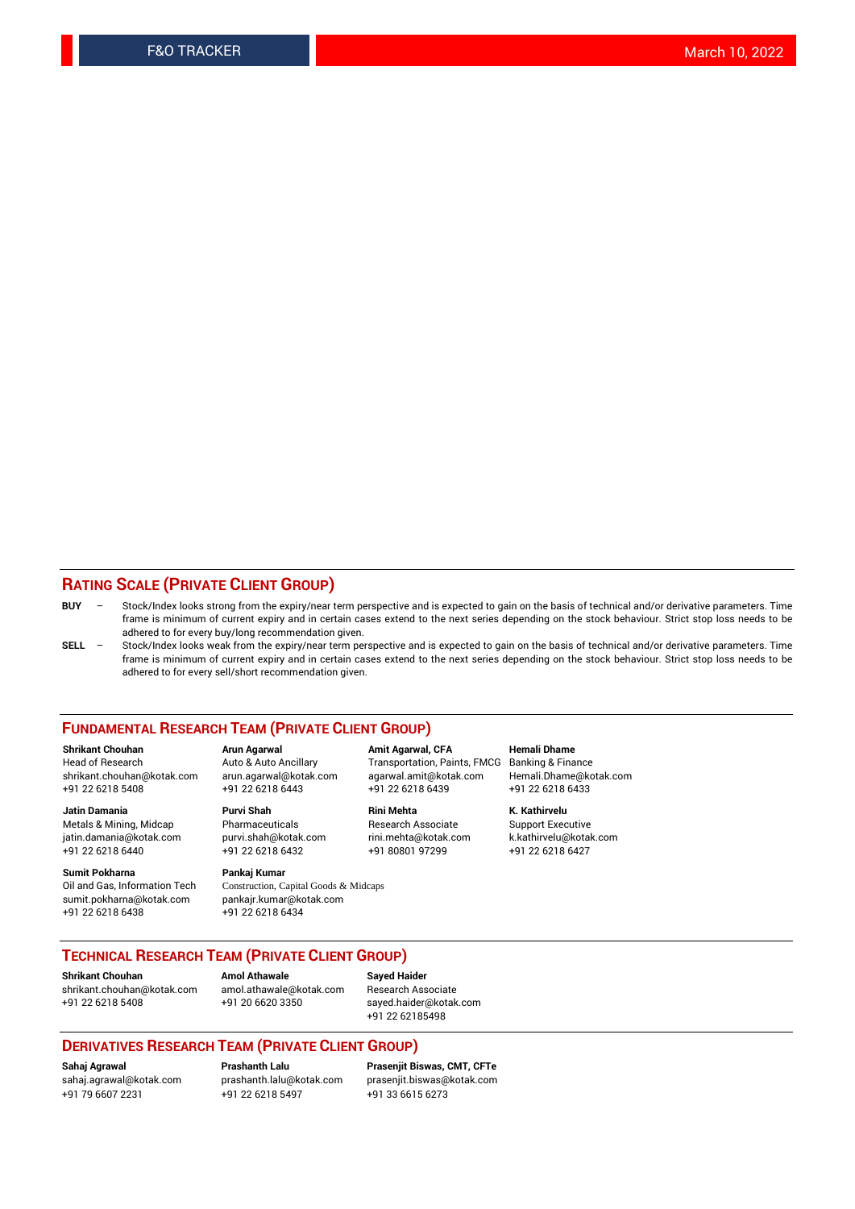## RATING SCALE (PRIVATE CLIENT GROUP)

**BUY** – Stock/Index looks strong from the expiry/near term perspective and is expected to gain on the basis of technical and/or derivative parameters. Time frame is minimum of current expiry and in certain cases extend to the next series depending on the stock behaviour. Strict stop loss needs to be adhered to for every buy/long recommendation given.

**SELL** – Stock/Index looks weak from the expiry/near term perspective and is expected to gain on the basis of technical and/or derivative parameters. Time frame is minimum of current expiry and in certain cases extend to the next series depending on the stock behaviour. Strict stop loss needs to be adhered to for every sell/short recommendation given.

## FUNDAMENTAL RESEARCH TEAM (PRIVATE CLIENT GROUP)

**Shrikant Chouhan**
Head of Research
shrikant.chouhan@kotak.com
+91 22 6218 5408

**Arun Agarwal**
Auto & Auto Ancillary
arun.agarwal@kotak.com
+91 22 6218 6443

**Amit Agarwal, CFA**
Transportation, Paints, FMCG
agarwal.amit@kotak.com
+91 22 6218 6439

**Hemali Dhame**
Banking & Finance
Hemali.Dhame@kotak.com
+91 22 6218 6433

**Jatin Damania**
Metals & Mining, Midcap
jatin.damania@kotak.com
+91 22 6218 6440

**Purvi Shah**
Pharmaceuticals
purvi.shah@kotak.com
+91 22 6218 6432

**Rini Mehta**
Research Associate
rini.mehta@kotak.com
+91 80801 97299

**K. Kathirvelu**
Support Executive
k.kathirvelu@kotak.com
+91 22 6218 6427

**Sumit Pokharna**
Oil and Gas, Information Tech
sumit.pokharna@kotak.com
+91 22 6218 6438

**Pankaj Kumar**
Construction, Capital Goods & Midcaps
pankajr.kumar@kotak.com
+91 22 6218 6434

## TECHNICAL RESEARCH TEAM (PRIVATE CLIENT GROUP)

**Shrikant Chouhan**
shrikant.chouhan@kotak.com
+91 22 6218 5408

**Amol Athawale**
amol.athawale@kotak.com
+91 20 6620 3350

**Sayed Haider**
Research Associate
sayed.haider@kotak.com
+91 22 62185498

## DERIVATIVES RESEARCH TEAM (PRIVATE CLIENT GROUP)

**Sahaj Agrawal**
sahaj.agrawal@kotak.com
+91 79 6607 2231

**Prashanth Lalu**
prashanth.lalu@kotak.com
+91 22 6218 5497

**Prasenjit Biswas, CMT, CFTe**
prasenjit.biswas@kotak.com
+91 33 6615 6273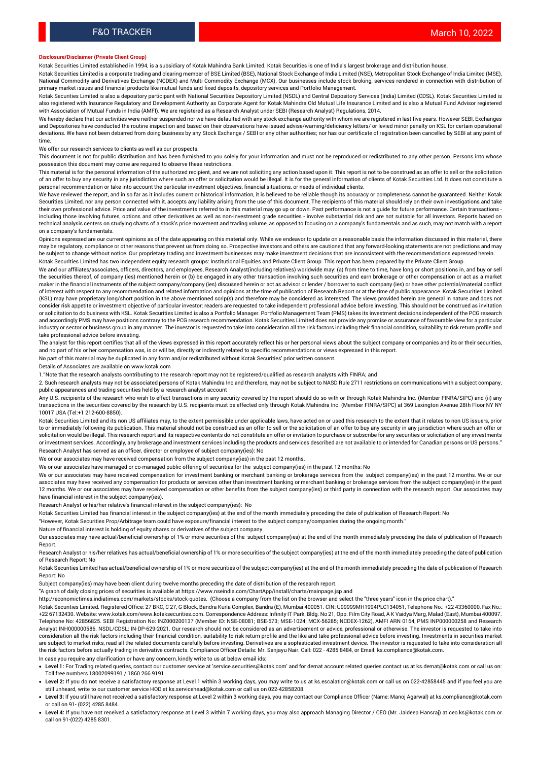**Disclosure/Disclaimer (Private Client Group)**

Kotak Securities Limited established in 1994, is a subsidiary of Kotak Mahindra Bank Limited. Kotak Securities is one of India's largest brokerage and distribution house.

Kotak Securities Limited is a corporate trading and clearing member of BSE Limited (BSE), National Stock Exchange of India Limited (NSE), Metropolitan Stock Exchange of India Limited (MSE), National Commodity and Derivatives Exchange (NCDEX) and Multi Commodity Exchange (MCX). Our businesses include stock broking, services rendered in connection with distribution of primary market issues and financial products like mutual funds and fixed deposits, depository services and Portfolio Management.

Kotak Securities Limited is also a depository participant with National Securities Depository Limited (NSDL) and Central Depository Services (India) Limited (CDSL). Kotak Securities Limited is also registered with Insurance Regulatory and Development Authority as Corporate Agent for Kotak Mahindra Old Mutual Life Insurance Limited and is also a Mutual Fund Advisor registered with Association of Mutual Funds in India (AMFI). We are registered as a Research Analyst under SEBI (Research Analyst) Regulations, 2014.

We hereby declare that our activities were neither suspended nor we have defaulted with any stock exchange authority with whom we are registered in last five years. However SEBI, Exchanges and Depositories have conducted the routine inspection and based on their observations have issued advise/warning/deficiency letters/ or levied minor penalty on KSL for certain operational deviations. We have not been debarred from doing business by any Stock Exchange / SEBI or any other authorities; nor has our certificate of registration been cancelled by SEBI at any point of time.

We offer our research services to clients as well as our prospects.

This document is not for public distribution and has been furnished to you solely for your information and must not be reproduced or redistributed to any other person. Persons into whose possession this document may come are required to observe these restrictions.

This material is for the personal information of the authorized recipient, and we are not soliciting any action based upon it. This report is not to be construed as an offer to sell or the solicitation of an offer to buy any security in any jurisdiction where such an offer or solicitation would be illegal. It is for the general information of clients of Kotak Securities Ltd. It does not constitute a personal recommendation or take into account the particular investment objectives, financial situations, or needs of individual clients.

We have reviewed the report, and in so far as it includes current or historical information, it is believed to be reliable though its accuracy or completeness cannot be guaranteed. Neither Kotak Securities Limited, nor any person connected with it, accepts any liability arising from the use of this document. The recipients of this material should rely on their own investigations and take their own professional advice. Price and value of the investments referred to in this material may go up or down. Past performance is not a guide for future performance. Certain transactions - including those involving futures, options and other derivatives as well as non-investment grade securities - involve substantial risk and are not suitable for all investors. Reports based on technical analysis centers on studying charts of a stock's price movement and trading volume, as opposed to focusing on a company's fundamentals and as such, may not match with a report on a company's fundamentals.

Opinions expressed are our current opinions as of the date appearing on this material only. While we endeavor to update on a reasonable basis the information discussed in this material, there may be regulatory, compliance or other reasons that prevent us from doing so. Prospective investors and others are cautioned that any forward-looking statements are not predictions and may be subject to change without notice. Our proprietary trading and investment businesses may make investment decisions that are inconsistent with the recommendations expressed herein.

Kotak Securities Limited has two independent equity research groups: Institutional Equities and Private Client Group. This report has been prepared by the Private Client Group.

We and our affiliates/associates, officers, directors, and employees, Research Analyst(including relatives) worldwide may: (a) from time to time, have long or short positions in, and buy or sell the securities thereof, of company (ies) mentioned herein or (b) be engaged in any other transaction involving such securities and earn brokerage or other compensation or act as a market maker in the financial instruments of the subject company/company (ies) discussed herein or act as advisor or lender / borrower to such company (ies) or have other potential/material conflict of interest with respect to any recommendation and related information and opinions at the time of publication of Research Report or at the time of public appearance. Kotak Securities Limited (KSL) may have proprietary long/short position in the above mentioned scrip(s) and therefore may be considered as interested. The views provided herein are general in nature and does not consider risk appetite or investment objective of particular investor; readers are requested to take independent professional advice before investing. This should not be construed as invitation or solicitation to do business with KSL. Kotak Securities Limited is also a Portfolio Manager. Portfolio Management Team (PMS) takes its investment decisions independent of the PCG research and accordingly PMS may have positions contrary to the PCG research recommendation. Kotak Securities Limited does not provide any promise or assurance of favourable view for a particular industry or sector or business group in any manner. The investor is requested to take into consideration all the risk factors including their financial condition, suitability to risk return profile and take professional advice before investing.

The analyst for this report certifies that all of the views expressed in this report accurately reflect his or her personal views about the subject company or companies and its or their securities, and no part of his or her compensation was, is or will be, directly or indirectly related to specific recommendations or views expressed in this report.

No part of this material may be duplicated in any form and/or redistributed without Kotak Securities' prior written consent.

Details of Associates are available on www.kotak.com

1."Note that the research analysts contributing to the research report may not be registered/qualified as research analysts with FINRA; and

2. Such research analysts may not be associated persons of Kotak Mahindra Inc and therefore, may not be subject to NASD Rule 2711 restrictions on communications with a subject company, public appearances and trading securities held by a research analyst account

Any U.S. recipients of the research who wish to effect transactions in any security covered by the report should do so with or through Kotak Mahindra Inc. (Member FINRA/SIPC) and (ii) any transactions in the securities covered by the research by U.S. recipients must be effected only through Kotak Mahindra Inc. (Member FINRA/SIPC) at 369 Lexington Avenue 28th Floor NY NY 10017 USA (Tel:+1 212-600-8850).

Kotak Securities Limited and its non US affiliates may, to the extent permissible under applicable laws, have acted on or used this research to the extent that it relates to non US issuers, prior to or immediately following its publication. This material should not be construed as an offer to sell or the solicitation of an offer to buy any security in any jurisdiction where such an offer or solicitation would be illegal. This research report and its respective contents do not constitute an offer or invitation to purchase or subscribe for any securities or solicitation of any investments or investment services. Accordingly, any brokerage and investment services including the products and services described are not available to or intended for Canadian persons or US persons."

Research Analyst has served as an officer, director or employee of subject company(ies): No

We or our associates may have received compensation from the subject company(ies) in the past 12 months.

We or our associates have managed or co-managed public offering of securities for the subject company(ies) in the past 12 months: No

We or our associates may have received compensation for investment banking or merchant banking or brokerage services from the subject company(ies) in the past 12 months. We or our associates may have received any compensation for products or services other than investment banking or merchant banking or brokerage services from the subject company(ies) in the past 12 months. We or our associates may have received compensation or other benefits from the subject company(ies) or third party in connection with the research report. Our associates may have financial interest in the subject company(ies).

Research Analyst or his/her relative's financial interest in the subject company(ies): No

Kotak Securities Limited has financial interest in the subject company(ies) at the end of the month immediately preceding the date of publication of Research Report: No

"However, Kotak Securities Prop/Arbitrage team could have exposure/financial interest to the subject company/companies during the ongoing month."

Nature of financial interest is holding of equity shares or derivatives of the subject company.

Our associates may have actual/beneficial ownership of 1% or more securities of the subject company(ies) at the end of the month immediately preceding the date of publication of Research Report.

Research Analyst or his/her relatives has actual/beneficial ownership of 1% or more securities of the subject company(ies) at the end of the month immediately preceding the date of publication of Research Report: No

Kotak Securities Limited has actual/beneficial ownership of 1% or more securities of the subject company(ies) at the end of the month immediately preceding the date of publication of Research Report: No

Subject company(ies) may have been client during twelve months preceding the date of distribution of the research report.

"A graph of daily closing prices of securities is available at https://www.nseindia.com/ChartApp/install/charts/mainpage.jsp and

http://economictimes.indiatimes.com/markets/stocks/stock-quotes. (Choose a company from the list on the browser and select the "three years" icon in the price chart)."

Kotak Securities Limited. Registered Office: 27 BKC, C 27, G Block, Bandra Kurla Complex, Bandra (E), Mumbai 400051. CIN: U99999MH1994PLC134051, Telephone No.: +22 43360000, Fax No.: +22 67132430. Website: www.kotak.com/www.kotaksecurities.com. Correspondence Address: Infinity IT Park, Bldg. No 21, Opp. Film City Road, A K Vaidya Marg, Malad (East), Mumbai 400097. Telephone No: 42856825. SEBI Registration No: INZ000200137 (Member ID: NSE-08081; BSE-673; MSE-1024; MCX-56285; NCDEX-1262), AMFI ARN 0164, PMS INP000000258 and Research Analyst INH000000586. NSDL/CDSL: IN-DP-629-2021. Our research should not be considered as an advertisement or advice, professional or otherwise. The investor is requested to take into consideration all the risk factors including their financial condition, suitability to risk return profile and the like and take professional advice before investing. Investments in securities market are subject to market risks, read all the related documents carefully before investing. Derivatives are a sophisticated investment device. The investor is requested to take into consideration all the risk factors before actually trading in derivative contracts. Compliance Officer Details: Mr. Sanjayu Nair. Call: 022 - 4285 8484, or Email: ks.compliance@kotak.com.

In case you require any clarification or have any concern, kindly write to us at below email ids:

- **Level 1:** For Trading related queries, contact our customer service at 'service.securities@kotak.com' and for demat account related queries contact us at ks.demat@kotak.com or call us on: Toll free numbers 18002099191 / 1860 266 9191
- **Level 2:** If you do not receive a satisfactory response at Level 1 within 3 working days, you may write to us at ks.escalation@kotak.com or call us on 022-42858445 and if you feel you are still unheard, write to our customer service HOD at ks.servicehead@kotak.com or call us on 022-42858208.
- **Level 3:** If you still have not received a satisfactory response at Level 2 within 3 working days, you may contact our Compliance Officer (Name: Manoj Agarwal) at ks.compliance@kotak.com or call on 91- (022) 4285 8484.
- **Level 4:** If you have not received a satisfactory response at Level 3 within 7 working days, you may also approach Managing Director / CEO (Mr. Jaideep Hansraj) at ceo.ks@kotak.com or call on 91-(022) 4285 8301.